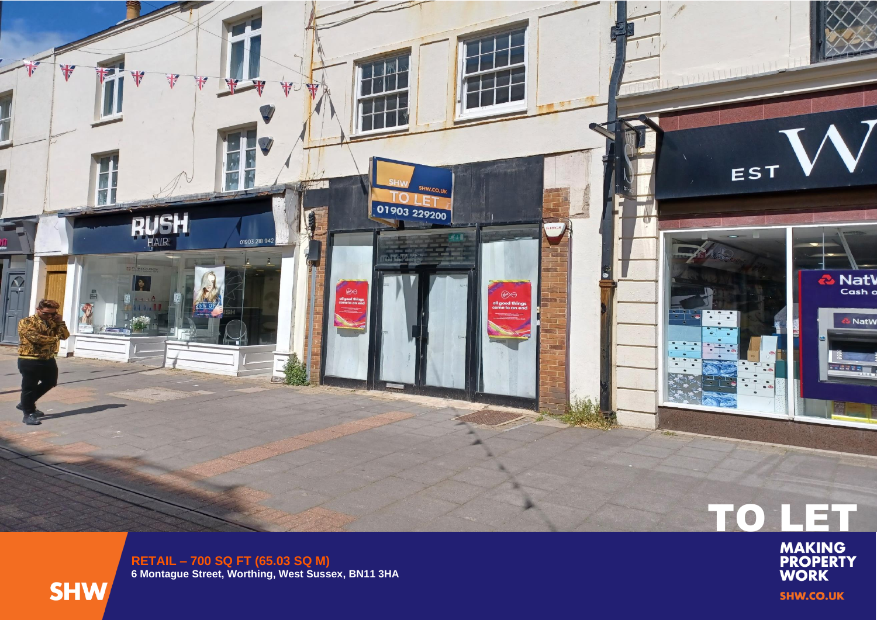# TO LET

**RETAIL – 700 SQ FT (65.03 SQ M)**
**6 Montague Street, Worthing, West Sussex, BN11 3HA**

SHW

MAKING PROPERTY WORK

SHW.CO.UK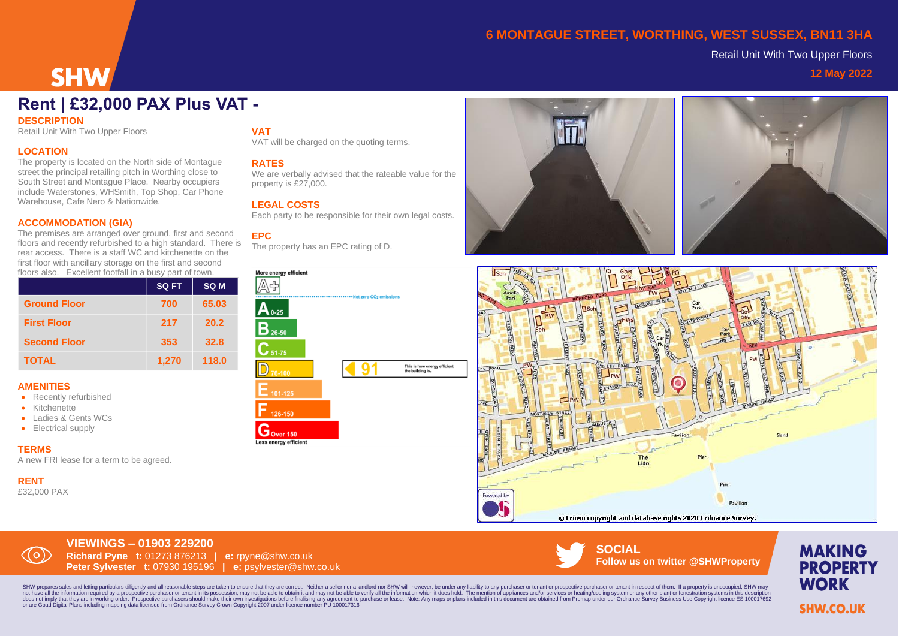# 6 MONTAGUE STREET, WORTHING, WEST SUSSEX, BN11 3HA

Retail Unit With Two Upper Floors

**12 May 2022**

## Rent | £32,000 PAX Plus VAT -

### DESCRIPTION

Retail Unit With Two Upper Floors

### LOCATION

The property is located on the North side of Montague street the principal retailing pitch in Worthing close to South Street and Montague Place. Nearby occupiers include Waterstones, WHSmith, Top Shop, Car Phone Warehouse, Cafe Nero & Nationwide.

### ACCOMMODATION (GIA)

The premises are arranged over ground, first and second floors and recently refurbished to a high standard. There is rear access. There is a staff WC and kitchenette on the first floor with ancillary storage on the first and second floors also. Excellent footfall in a busy part of town.

| | SQ FT | SQ M |
|---|---|---|
| Ground Floor | 700 | 65.03 |
| First Floor | 217 | 20.2 |
| Second Floor | 353 | 32.8 |
| TOTAL | 1,270 | 118.0 |

### AMENITIES

- Recently refurbished
- Kitchenette
- Ladies & Gents WCs
- Electrical supply

### TERMS

A new FRI lease for a term to be agreed.

### RENT

£32,000 PAX

### VAT

VAT will be charged on the quoting terms.

### RATES

We are verbally advised that the rateable value for the property is £27,000.

### LEGAL COSTS

Each party to be responsible for their own legal costs.

### EPC

The property has an EPC rating of D.

More energy efficient
A+
Net zero $CO_2$ emissions
A 0-25
B 26-50
C 51-75
D 76-100
E 101-125
F 126-150
G Over 150
Less energy efficient
91
This is how energy efficient the building is.

© Crown copyright and database rights 2020 Ordnance Survey.

### VIEWINGS – 01903 229200

**Richard Pyne t:** 01273 876213 | **e:** rpyne@shw.co.uk
**Peter Sylvester t:** 07930 195196 | **e:** psylvester@shw.co.uk

### SOCIAL

**Follow us on twitter @SHWProperty**

MAKING PROPERTY WORK
SHW.CO.UK

SHW prepares sales and letting particulars diligently and all reasonable steps are taken to ensure that they are correct. Neither a seller nor a landlord nor SHW will, however, be under any liability to any purchaser or tenant or prospective purchaser or tenant in respect of them. If a property is unoccupied, SHW may not have all the information required by a prospective purchaser or tenant in its possession, may not be able to obtain it and may not be able to verify all the information which it does hold. The mention of appliances and/or services or heating/cooling system or any other plant or fenestration systems in this description does not imply that they are in working order. Prospective purchasers should make their own investigations before finalising any agreement to purchase or lease. Note: Any maps or plans included in this document are obtained from Promap under our Ordnance Survey Business Use Copyright licence ES 100017692 or are Goad Digital Plans including mapping data licensed from Ordnance Survey Crown Copyright 2007 under licence number PU 100017316